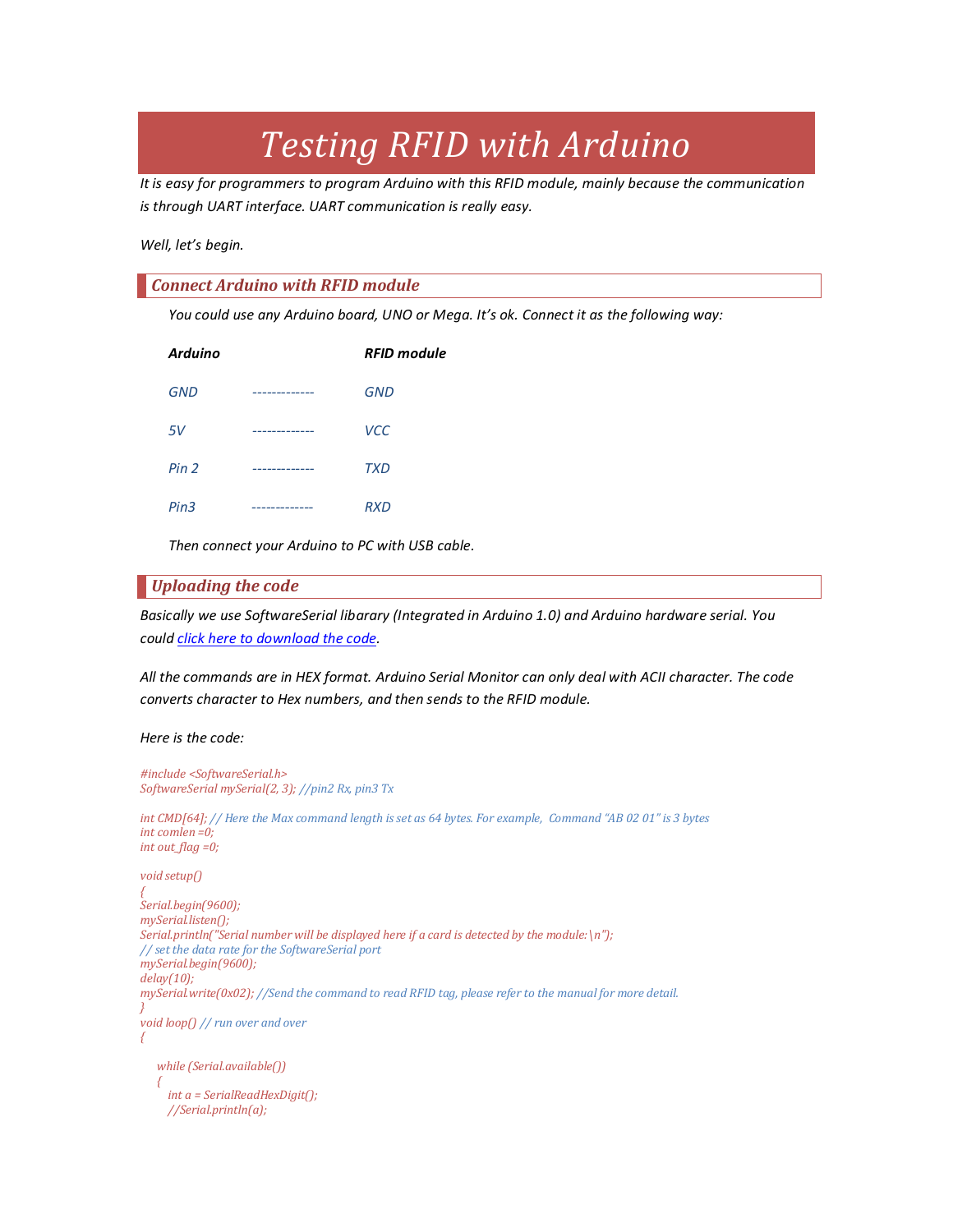# *Testing RFID with Arduino*

*It is easy for programmers to program Arduino with this RFID module, mainly because the communication is through UART interface. UART communication is really easy.*

*Well, let's begin.*

## *Connect Arduino with RFID module*

*You could use any Arduino board, UNO or Mega. It's ok. Connect it as the following way:*

| ***Arduino*** | | ***RFID module*** |
|---|---|---|
| *GND* | ------------- | *GND* |
| *5V* | ------------- | *VCC* |
| *Pin 2* | ------------- | *TXD* |
| *Pin3* | ------------- | *RXD* |

*Then connect your Arduino to PC with USB cable.*

## *Uploading the code*

*Basically we use SoftwareSerial libarary (Integrated in Arduino 1.0) and Arduino hardware serial. You could [click here to download the code](#).*

*All the commands are in HEX format. Arduino Serial Monitor can only deal with ACII character. The code converts character to Hex numbers, and then sends to the RFID module.*

*Here is the code:*

```
#include <SoftwareSerial.h>
SoftwareSerial mySerial(2, 3); //pin2 Rx, pin3 Tx

int CMD[64]; // Here the Max command length is set as 64 bytes. For example, Command "AB 02 01" is 3 bytes
int comlen =0;
int out_flag =0;

void setup()
{
Serial.begin(9600);
mySerial.listen();
Serial.println("Serial number will be displayed here if a card is detected by the module:\n");
// set the data rate for the SoftwareSerial port
mySerial.begin(9600);
delay(10);
mySerial.write(0x02); //Send the command to read RFID tag, please refer to the manual for more detail.
}
void loop() // run over and over
{

   while (Serial.available())
   {
     int a = SerialReadHexDigit();
     //Serial.println(a);
```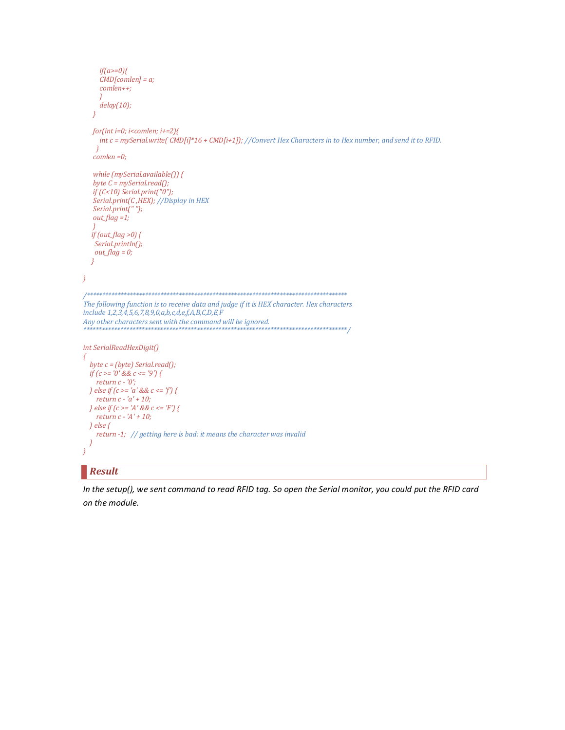```
        if(a>=0){
        CMD[comlen] = a;
        comlen++;
        }
        delay(10);
    }

    for(int i=0; i<comlen; i+=2){
        int c = mySerial.write( CMD[i]*16 + CMD[i+1]); //Convert Hex Characters in to Hex number, and send it to RFID.
      }
    comlen =0;

    while (mySerial.available()) {
    byte C = mySerial.read();
    if (C<10) Serial.print("0");
    Serial.print(C ,HEX); //Display in HEX
    Serial.print(" ");
    out_flag =1;
    }
   if (out_flag >0) {
     Serial.println();
     out_flag = 0;
   }

}

/************************************************************************************
The following function is to receive data and judge if it is HEX character. Hex characters
include 1,2,3,4,5,6,7,8,9,0,a,b,c,d,e,f,A,B,C,D,E,F
Any other characters sent with the command will be ignored.
**************************************************************************************/

int SerialReadHexDigit()
{
   byte c = (byte) Serial.read();
   if (c >= '0' && c <= '9') {
       return c - '0';
   } else if (c >= 'a' && c <= 'f') {
       return c - 'a' + 10;
   } else if (c >= 'A' && c <= 'F') {
       return c - 'A' + 10;
   } else {
       return -1;   // getting here is bad: it means the character was invalid
   }
}
```

## Result

*In the setup(), we sent command to read RFID tag. So open the Serial monitor, you could put the RFID card on the module.*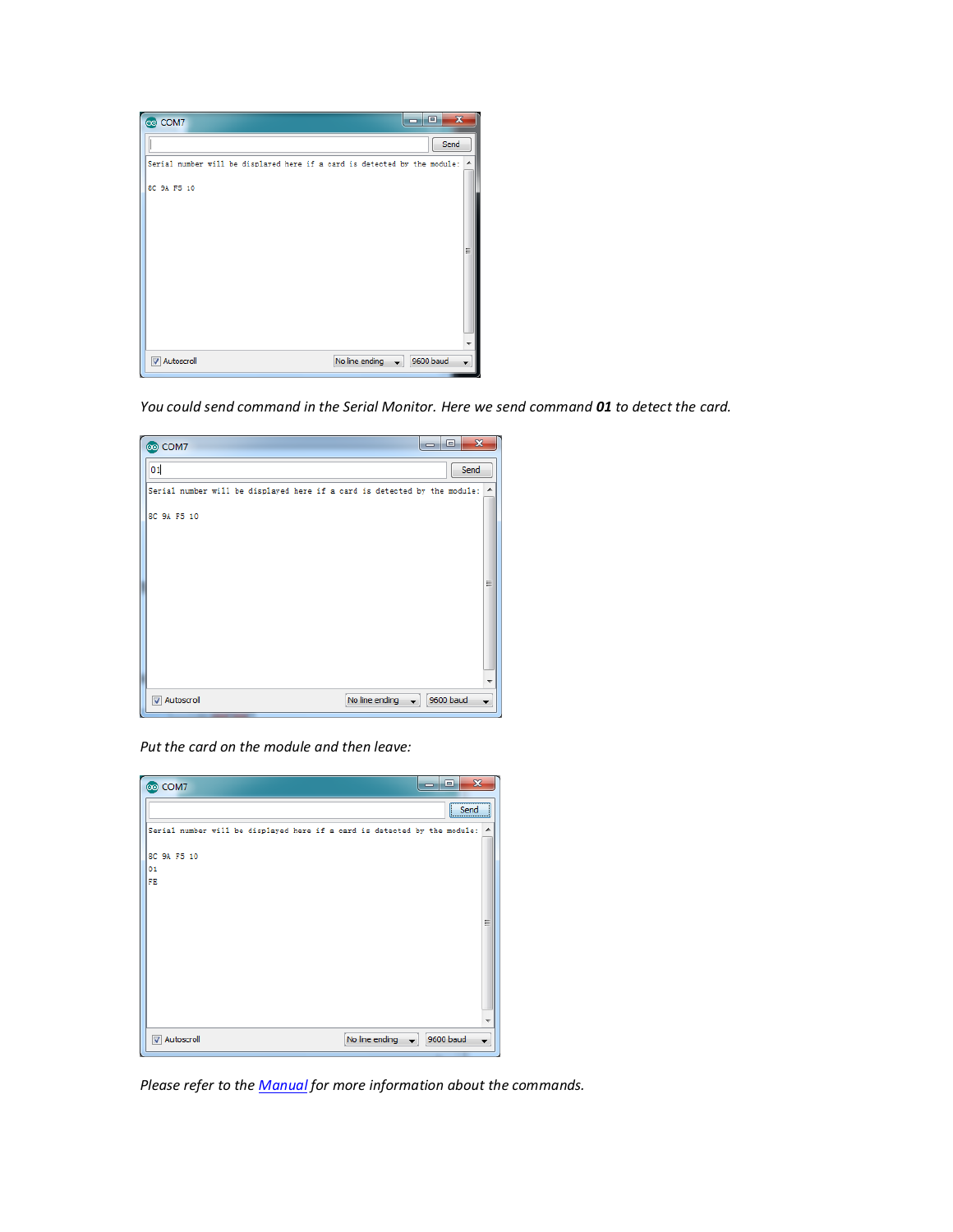*You could send command in the Serial Monitor. Here we send command **01** to detect the card.*

*Put the card on the module and then leave:*

*Please refer to the [Manual] for more information about the commands.*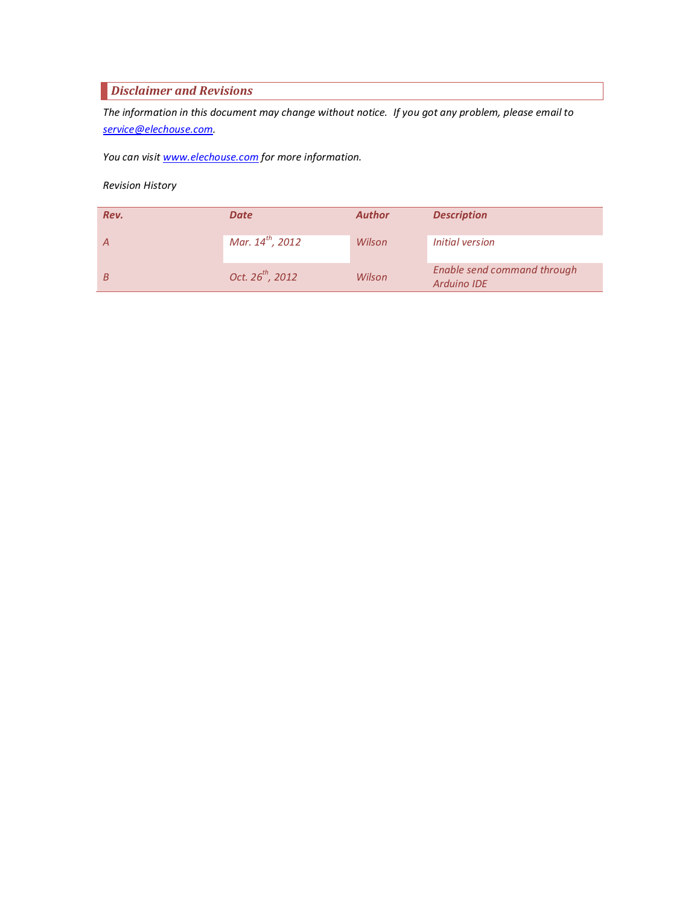## *Disclaimer and Revisions*

*The information in this document may change without notice. If you got any problem, please email to [service@elechouse.com](mailto:service@elechouse.com).*

*You can visit [www.elechouse.com](http://www.elechouse.com) for more information.*

*Revision History*

| ***Rev.*** | ***Date*** | ***Author*** | ***Description*** |
|---|---|---|---|
| *A* | *Mar. 14th, 2012* | *Wilson* | *Initial version* |
| *B* | *Oct. 26th, 2012* | *Wilson* | *Enable send command through Arduino IDE* |